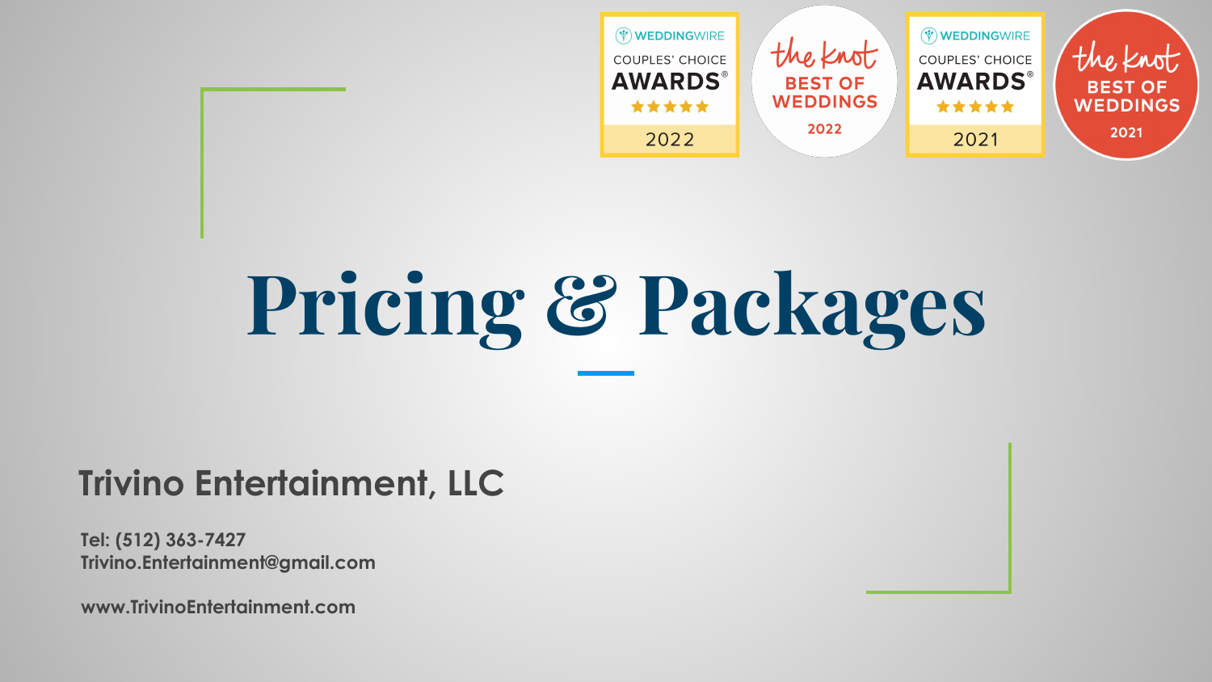WEDDINGWIRE COUPLES' CHOICE AWARDS® 2022

the knot BEST OF WEDDINGS 2022

WEDDINGWIRE COUPLES' CHOICE AWARDS® 2021

the knot BEST OF WEDDINGS 2021

# Pricing & Packages

## Trivino Entertainment, LLC

**Tel: (512) 363-7427**
**Trivino.Entertainment@gmail.com**

**www.TrivinoEntertainment.com**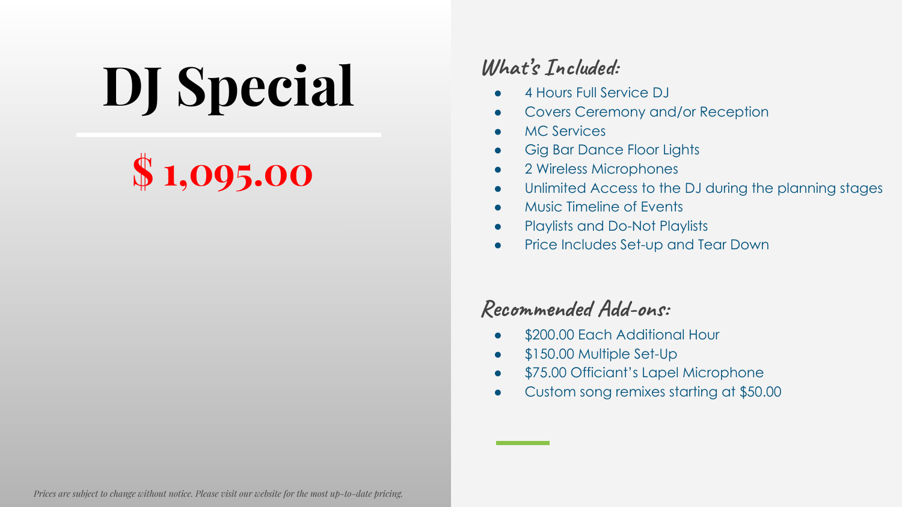# DJ Special

**$ 1,095.00**

## What's Included:

- 4 Hours Full Service DJ
- Covers Ceremony and/or Reception
- MC Services
- Gig Bar Dance Floor Lights
- 2 Wireless Microphones
- Unlimited Access to the DJ during the planning stages
- Music Timeline of Events
- Playlists and Do-Not Playlists
- Price Includes Set-up and Tear Down

## Recommended Add-ons:

- $200.00 Each Additional Hour
- $150.00 Multiple Set-Up
- $75.00 Officiant's Lapel Microphone
- Custom song remixes starting at $50.00

*Prices are subject to change without notice. Please visit our website for the most up-to-date pricing.*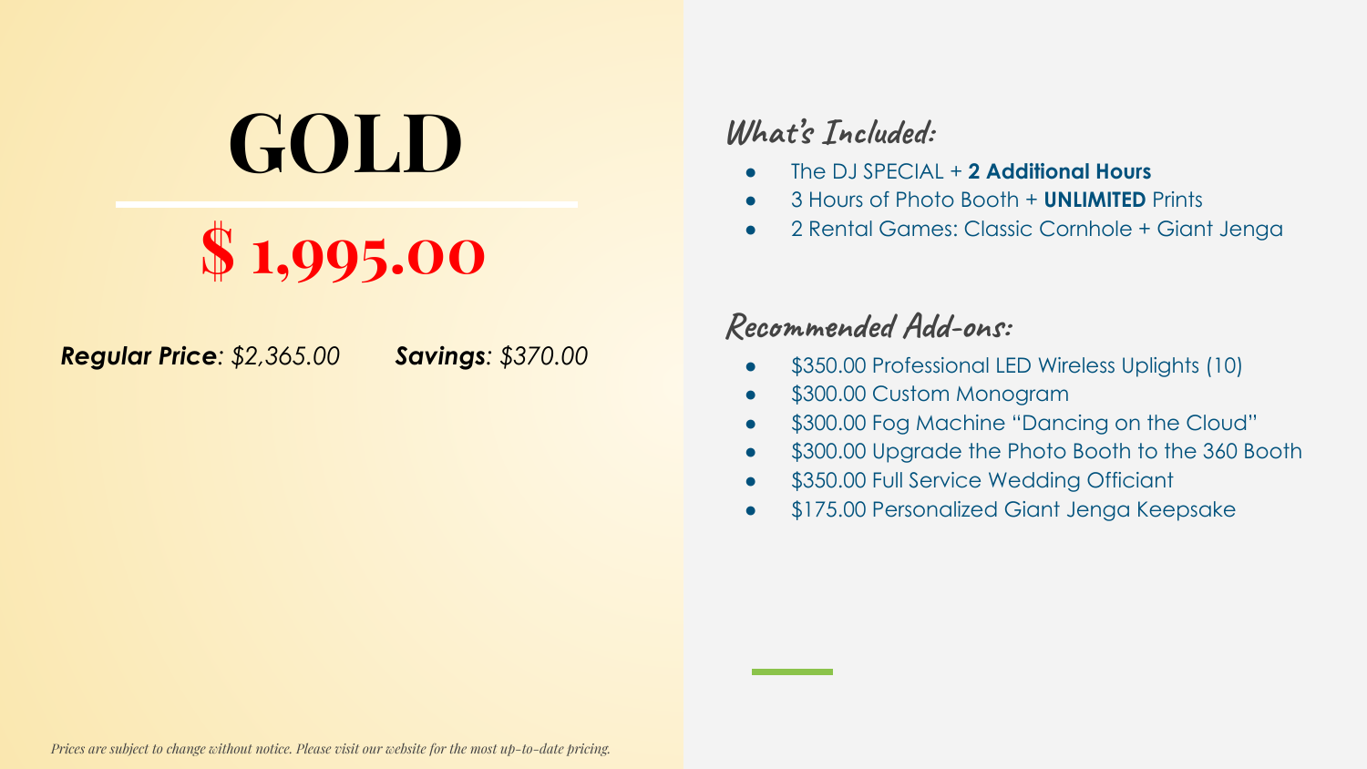# GOLD

## $ 1,995.00

***Regular Price**: $2,365.00* *__Savings__: $370.00*

## What's Included:

- The DJ SPECIAL + **2 Additional Hours**
- 3 Hours of Photo Booth + **UNLIMITED** Prints
- 2 Rental Games: Classic Cornhole + Giant Jenga

## Recommended Add-ons:

- $350.00 Professional LED Wireless Uplights (10)
- $300.00 Custom Monogram
- $300.00 Fog Machine "Dancing on the Cloud"
- $300.00 Upgrade the Photo Booth to the 360 Booth
- $350.00 Full Service Wedding Officiant
- $175.00 Personalized Giant Jenga Keepsake

*Prices are subject to change without notice. Please visit our website for the most up-to-date pricing.*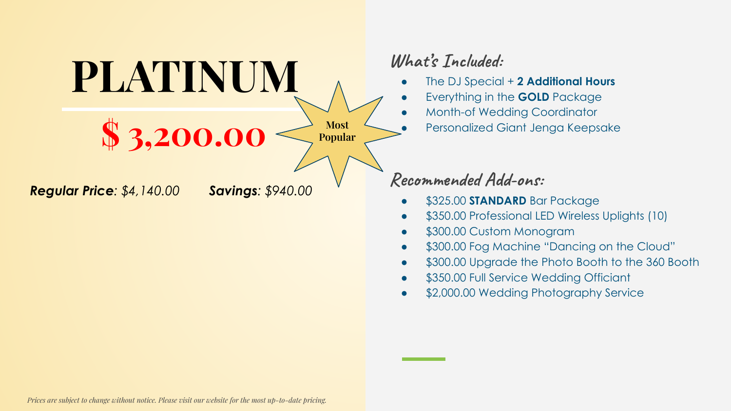# PLATINUM

## $ 3,200.00

**Most Popular**

***Regular Price**: $4,140.00* ***Savings**: $940.00*

### What's Included:

- The DJ Special + **2 Additional Hours**
- Everything in the **GOLD** Package
- Month-of Wedding Coordinator
- Personalized Giant Jenga Keepsake

### Recommended Add-ons:

- $325.00 **STANDARD** Bar Package
- $350.00 Professional LED Wireless Uplights (10)
- $300.00 Custom Monogram
- $300.00 Fog Machine "Dancing on the Cloud"
- $300.00 Upgrade the Photo Booth to the 360 Booth
- $350.00 Full Service Wedding Officiant
- $2,000.00 Wedding Photography Service

*Prices are subject to change without notice. Please visit our website for the most up-to-date pricing.*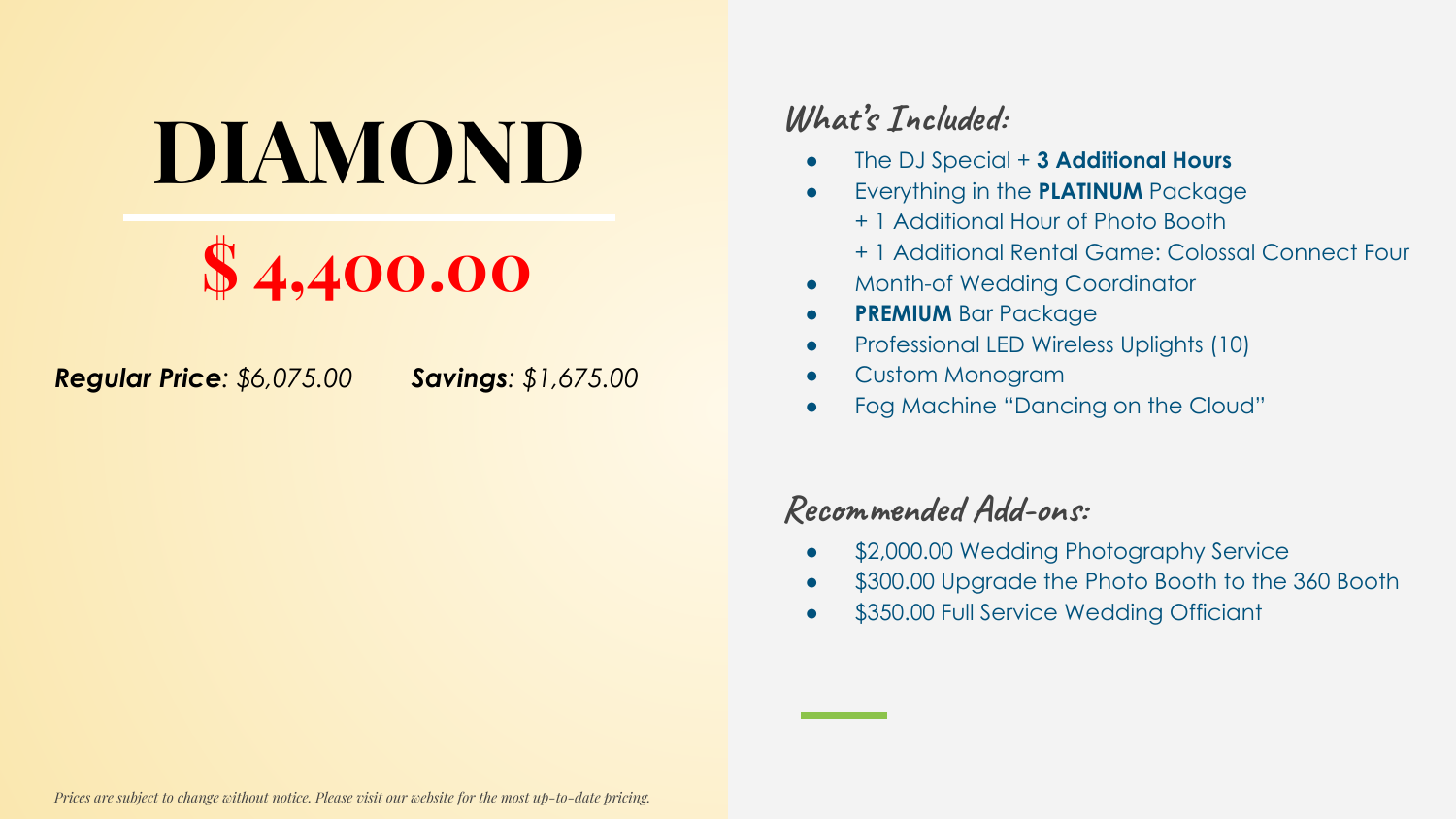# DIAMOND

## $ 4,400.00

***Regular Price**: $6,075.00* ***Savings**: $1,675.00*

### What's Included:

- The DJ Special + **3 Additional Hours**
- Everything in the **PLATINUM** Package
  + 1 Additional Hour of Photo Booth
  + 1 Additional Rental Game: Colossal Connect Four
- Month-of Wedding Coordinator
- **PREMIUM** Bar Package
- Professional LED Wireless Uplights (10)
- Custom Monogram
- Fog Machine "Dancing on the Cloud"

### Recommended Add-ons:

- $2,000.00 Wedding Photography Service
- $300.00 Upgrade the Photo Booth to the 360 Booth
- $350.00 Full Service Wedding Officiant

*Prices are subject to change without notice. Please visit our website for the most up-to-date pricing.*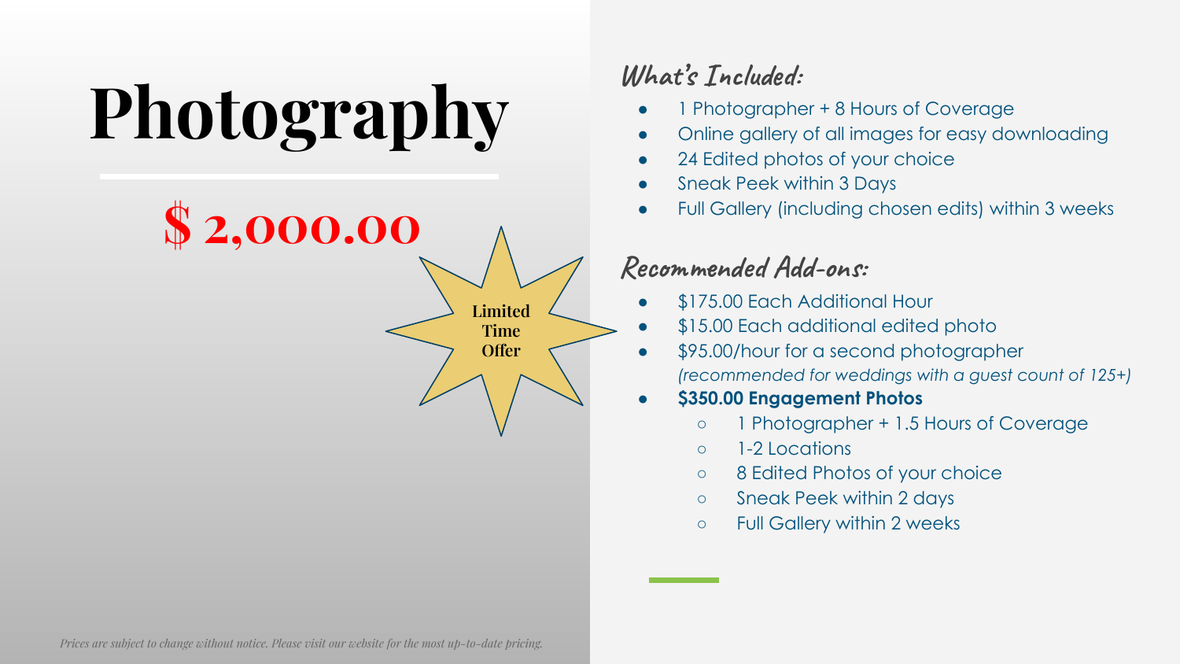# Photography

## $ 2,000.00

Limited Time Offer

### What's Included:

- 1 Photographer + 8 Hours of Coverage
- Online gallery of all images for easy downloading
- 24 Edited photos of your choice
- Sneak Peek within 3 Days
- Full Gallery (including chosen edits) within 3 weeks

### Recommended Add-ons:

- $175.00 Each Additional Hour
- $15.00 Each additional edited photo
- $95.00/hour for a second photographer
  *(recommended for weddings with a guest count of 125+)*
- **$350.00 Engagement Photos**
  - 1 Photographer + 1.5 Hours of Coverage
  - 1-2 Locations
  - 8 Edited Photos of your choice
  - Sneak Peek within 2 days
  - Full Gallery within 2 weeks

*Prices are subject to change without notice. Please visit our website for the most up-to-date pricing.*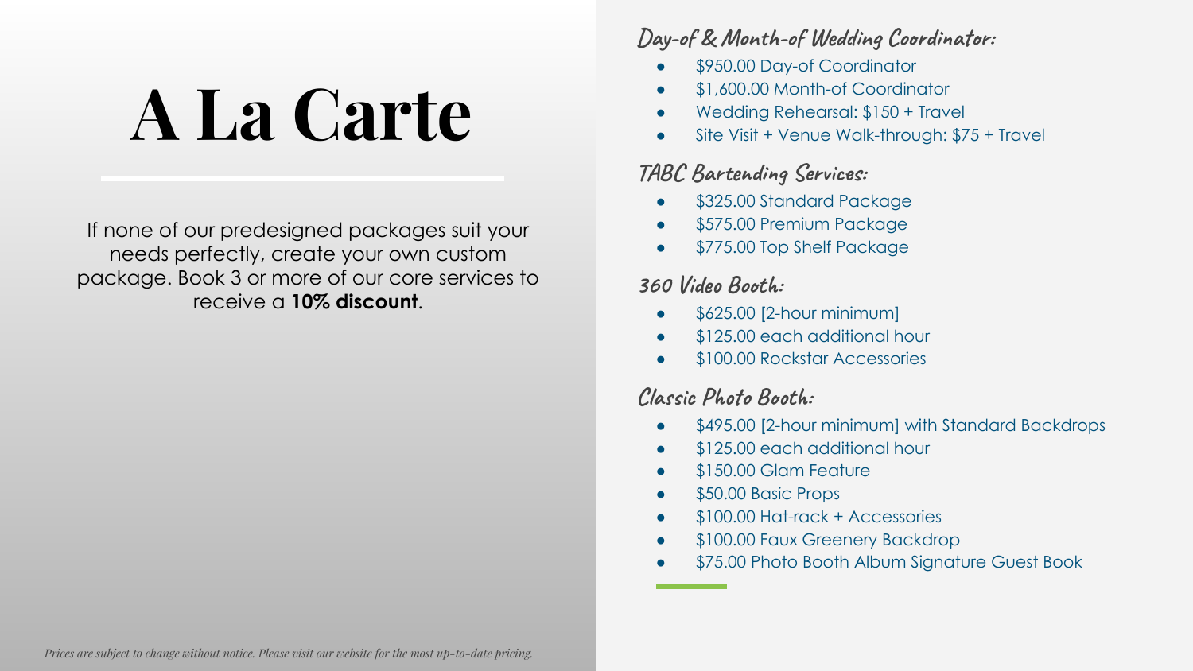# A La Carte

If none of our predesigned packages suit your needs perfectly, create your own custom package. Book 3 or more of our core services to receive a **10% discount**.

*Prices are subject to change without notice. Please visit our website for the most up-to-date pricing.*

### Day-of & Month-of Wedding Coordinator:

- $950.00 Day-of Coordinator
- $1,600.00 Month-of Coordinator
- Wedding Rehearsal: $150 + Travel
- Site Visit + Venue Walk-through: $75 + Travel

### TABC Bartending Services:

- $325.00 Standard Package
- $575.00 Premium Package
- $775.00 Top Shelf Package

### 360 Video Booth:

- $625.00 [2-hour minimum]
- $125.00 each additional hour
- $100.00 Rockstar Accessories

### Classic Photo Booth:

- $495.00 [2-hour minimum] with Standard Backdrops
- $125.00 each additional hour
- $150.00 Glam Feature
- $50.00 Basic Props
- $100.00 Hat-rack + Accessories
- $100.00 Faux Greenery Backdrop
- $75.00 Photo Booth Album Signature Guest Book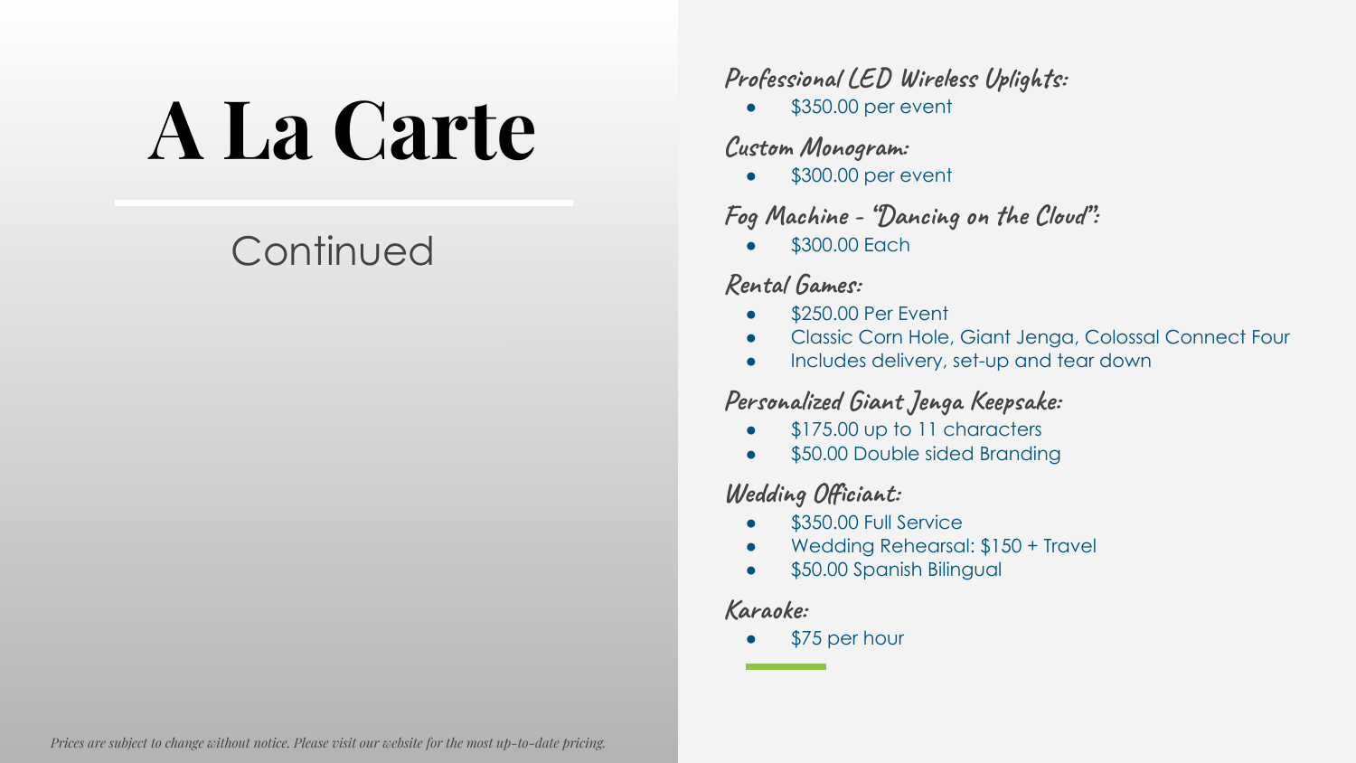# A La Carte

## Continued

### Professional LED Wireless Uplights:

- $350.00 per event

### Custom Monogram:

- $300.00 per event

### Fog Machine - "Dancing on the Cloud":

- $300.00 Each

### Rental Games:

- $250.00 Per Event
- Classic Corn Hole, Giant Jenga, Colossal Connect Four
- Includes delivery, set-up and tear down

### Personalized Giant Jenga Keepsake:

- $175.00 up to 11 characters
- $50.00 Double sided Branding

### Wedding Officiant:

- $350.00 Full Service
- Wedding Rehearsal: $150 + Travel
- $50.00 Spanish Bilingual

### Karaoke:

- $75 per hour

*Prices are subject to change without notice. Please visit our website for the most up-to-date pricing.*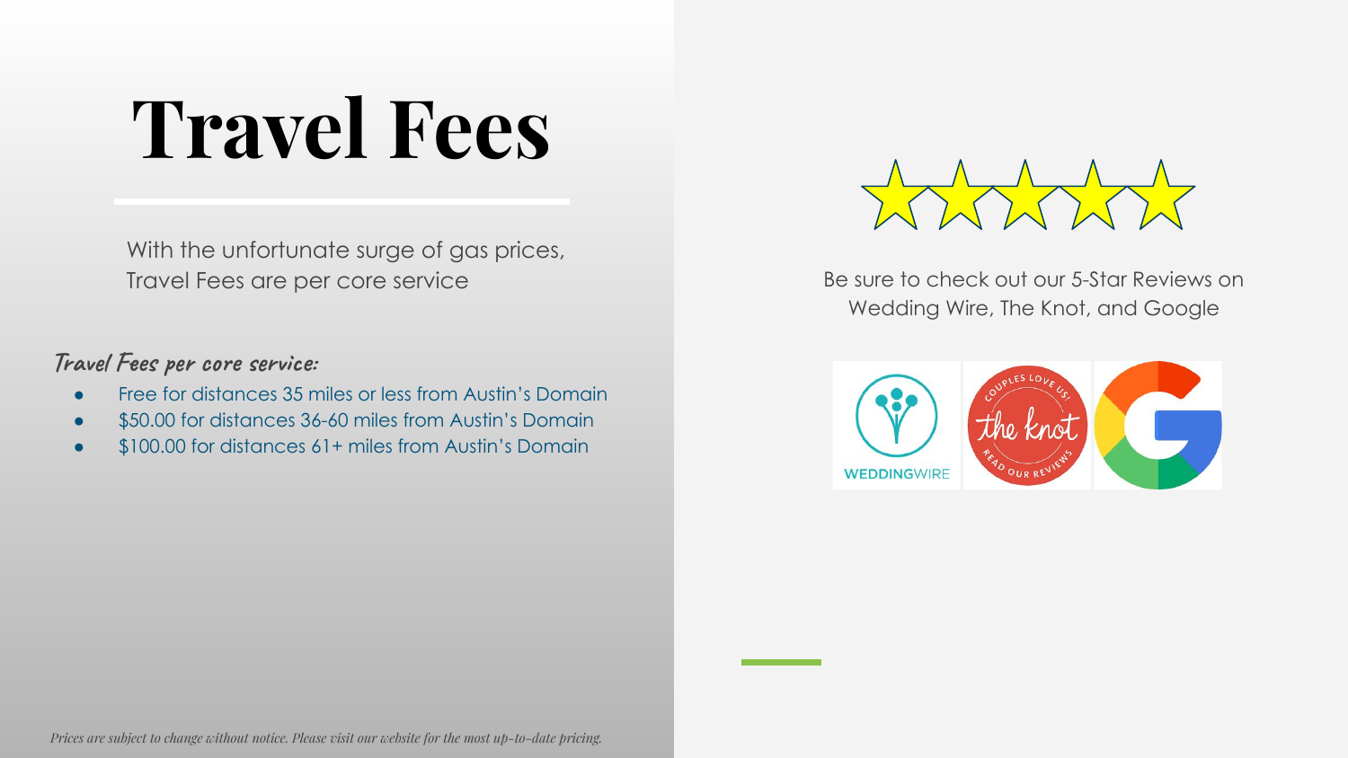# Travel Fees

With the unfortunate surge of gas prices, Travel Fees are per core service

**Travel Fees per core service:**

- Free for distances 35 miles or less from Austin's Domain
- $50.00 for distances 36-60 miles from Austin's Domain
- $100.00 for distances 61+ miles from Austin's Domain

Be sure to check out our 5-Star Reviews on Wedding Wire, The Knot, and Google

*Prices are subject to change without notice. Please visit our website for the most up-to-date pricing.*